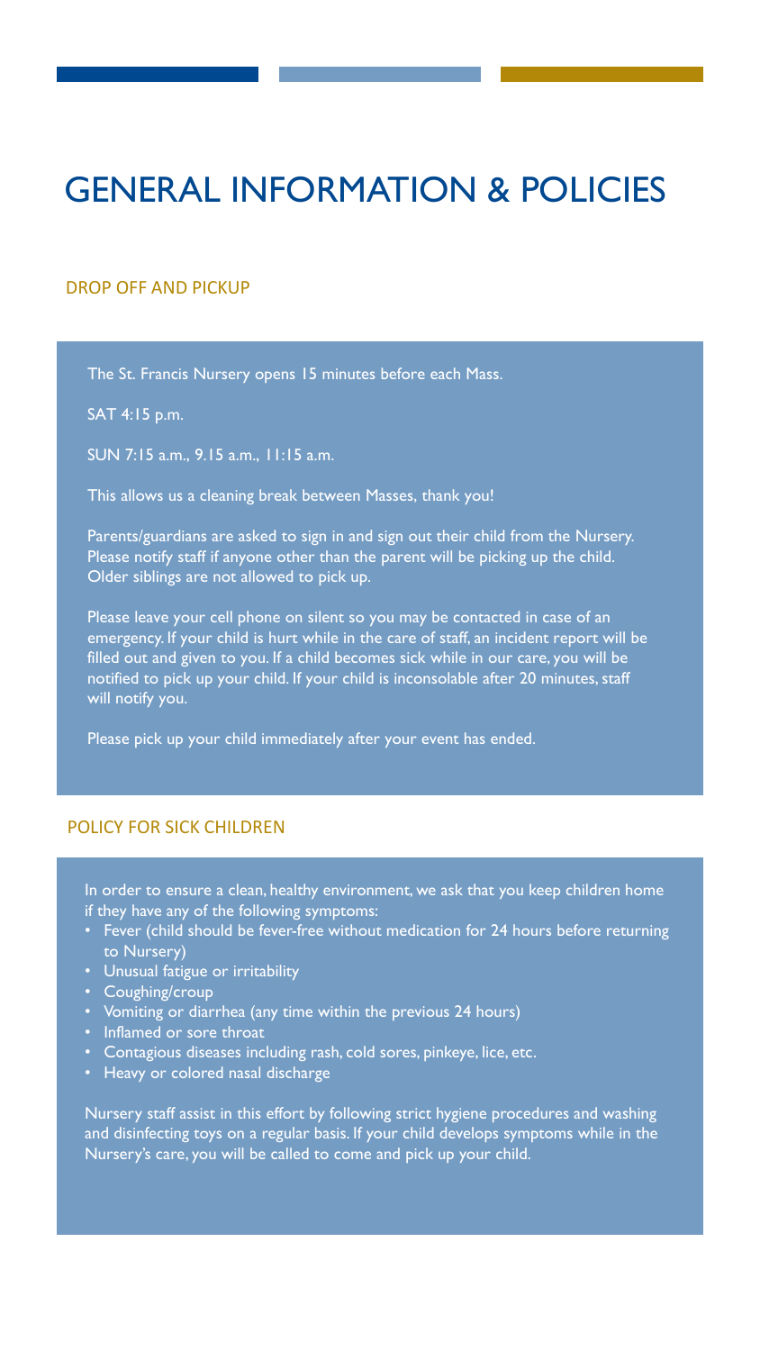# GENERAL INFORMATION & POLICIES

## DROP OFF AND PICKUP

The St. Francis Nursery opens 15 minutes before each Mass.

SAT 4:15 p.m.

SUN 7:15 a.m., 9.15 a.m., 11:15 a.m.

This allows us a cleaning break between Masses, thank you!

Parents/guardians are asked to sign in and sign out their child from the Nursery. Please notify staff if anyone other than the parent will be picking up the child. Older siblings are not allowed to pick up.

Please leave your cell phone on silent so you may be contacted in case of an emergency. If your child is hurt while in the care of staff, an incident report will be filled out and given to you. If a child becomes sick while in our care, you will be notified to pick up your child. If your child is inconsolable after 20 minutes, staff will notify you.

Please pick up your child immediately after your event has ended.

## POLICY FOR SICK CHILDREN

In order to ensure a clean, healthy environment, we ask that you keep children home if they have any of the following symptoms:

- Fever (child should be fever-free without medication for 24 hours before returning to Nursery)
- Unusual fatigue or irritability
- Coughing/croup
- Vomiting or diarrhea (any time within the previous 24 hours)
- Inflamed or sore throat
- Contagious diseases including rash, cold sores, pinkeye, lice, etc.
- Heavy or colored nasal discharge

Nursery staff assist in this effort by following strict hygiene procedures and washing and disinfecting toys on a regular basis. If your child develops symptoms while in the Nursery's care, you will be called to come and pick up your child.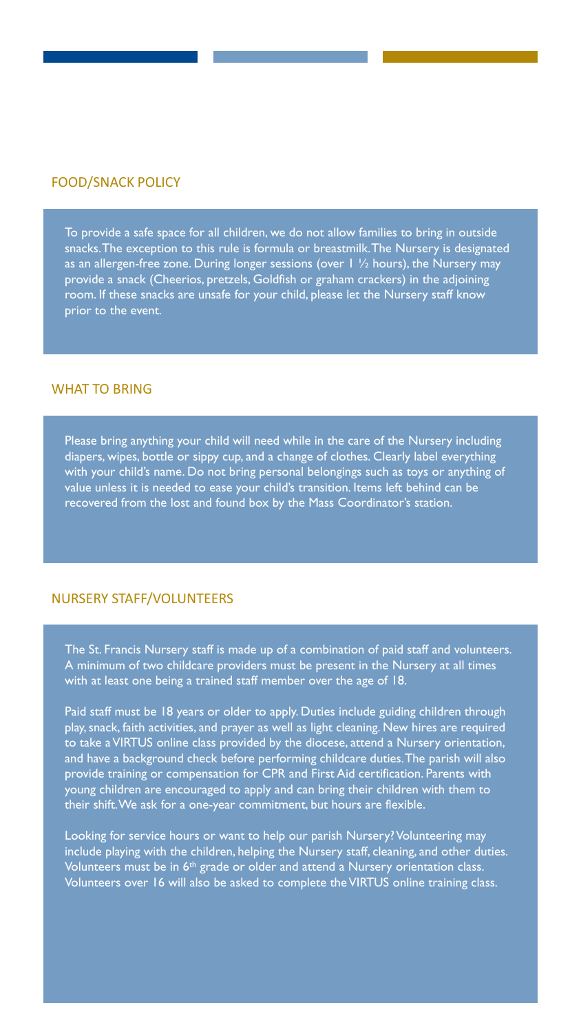## FOOD/SNACK POLICY

To provide a safe space for all children, we do not allow families to bring in outside snacks. The exception to this rule is formula or breastmilk. The Nursery is designated as an allergen-free zone. During longer sessions (over 1 ½ hours), the Nursery may provide a snack (Cheerios, pretzels, Goldfish or graham crackers) in the adjoining room. If these snacks are unsafe for your child, please let the Nursery staff know prior to the event.

## WHAT TO BRING

Please bring anything your child will need while in the care of the Nursery including diapers, wipes, bottle or sippy cup, and a change of clothes. Clearly label everything with your child's name. Do not bring personal belongings such as toys or anything of value unless it is needed to ease your child's transition. Items left behind can be recovered from the lost and found box by the Mass Coordinator's station.

## NURSERY STAFF/VOLUNTEERS

The St. Francis Nursery staff is made up of a combination of paid staff and volunteers. A minimum of two childcare providers must be present in the Nursery at all times with at least one being a trained staff member over the age of 18.

Paid staff must be 18 years or older to apply. Duties include guiding children through play, snack, faith activities, and prayer as well as light cleaning. New hires are required to take a VIRTUS online class provided by the diocese, attend a Nursery orientation, and have a background check before performing childcare duties. The parish will also provide training or compensation for CPR and First Aid certification. Parents with young children are encouraged to apply and can bring their children with them to their shift. We ask for a one-year commitment, but hours are flexible.

Looking for service hours or want to help our parish Nursery? Volunteering may include playing with the children, helping the Nursery staff, cleaning, and other duties. Volunteers must be in 6th grade or older and attend a Nursery orientation class. Volunteers over 16 will also be asked to complete the VIRTUS online training class.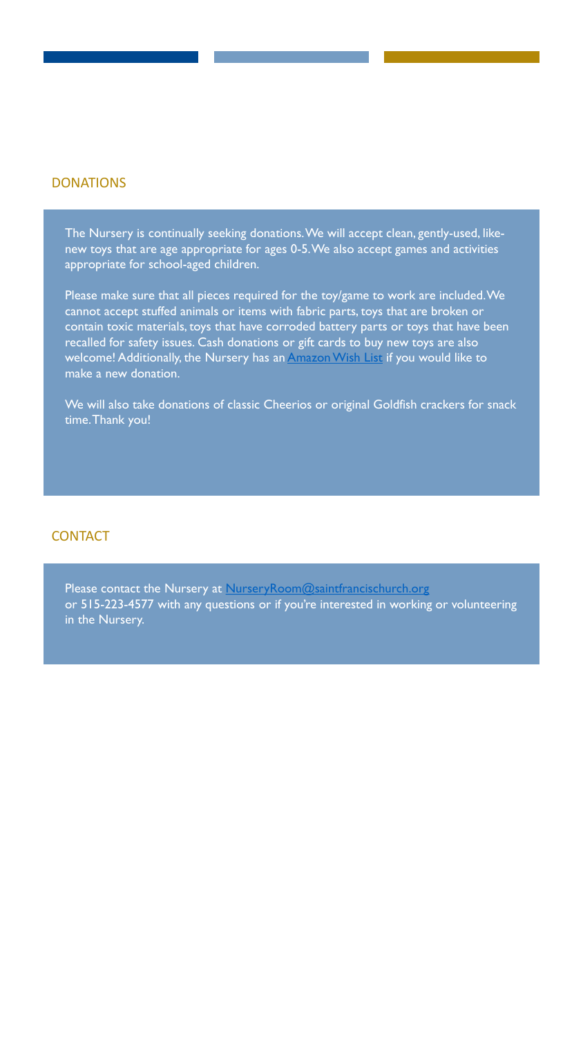## DONATIONS

The Nursery is continually seeking donations. We will accept clean, gently-used, like-new toys that are age appropriate for ages 0-5. We also accept games and activities appropriate for school-aged children.

Please make sure that all pieces required for the toy/game to work are included. We cannot accept stuffed animals or items with fabric parts, toys that are broken or contain toxic materials, toys that have corroded battery parts or toys that have been recalled for safety issues. Cash donations or gift cards to buy new toys are also welcome! Additionally, the Nursery has an Amazon Wish List if you would like to make a new donation.

We will also take donations of classic Cheerios or original Goldfish crackers for snack time. Thank you!

## CONTACT

Please contact the Nursery at NurseryRoom@saintfrancischurch.org or 515-223-4577 with any questions or if you're interested in working or volunteering in the Nursery.